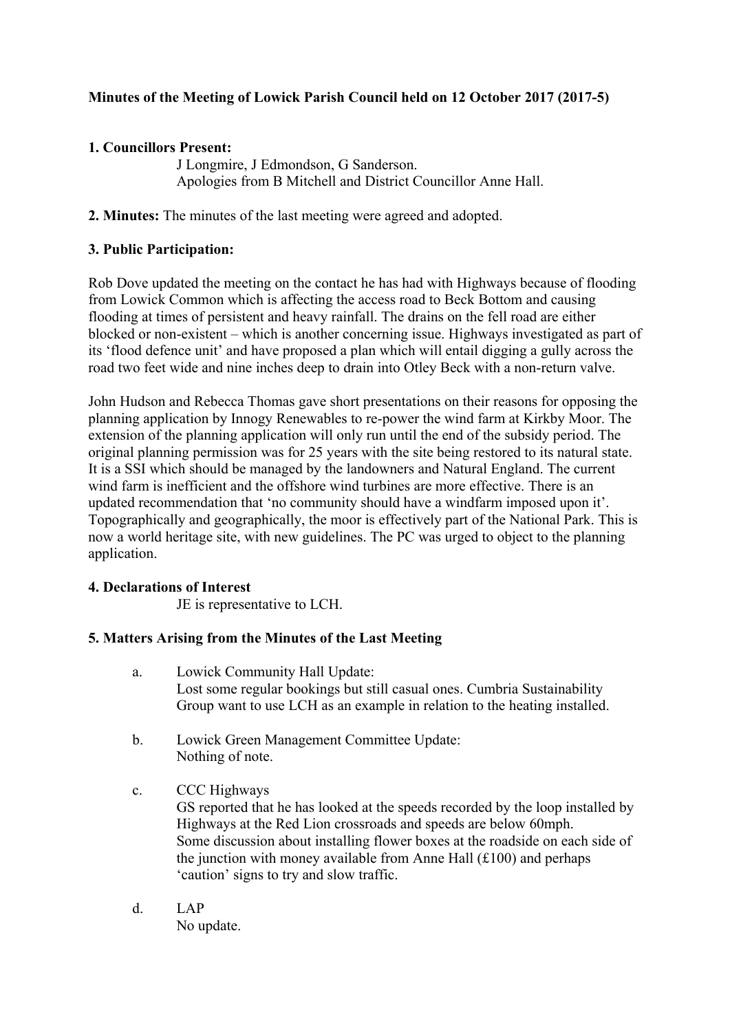**Minutes of the Meeting of Lowick Parish Council held on 12 October 2017 (2017-5)**

**1. Councillors Present:**

J Longmire, J Edmondson, G Sanderson.
Apologies from B Mitchell and District Councillor Anne Hall.

**2. Minutes:** The minutes of the last meeting were agreed and adopted.

**3. Public Participation:**

Rob Dove updated the meeting on the contact he has had with Highways because of flooding from Lowick Common which is affecting the access road to Beck Bottom and causing flooding at times of persistent and heavy rainfall. The drains on the fell road are either blocked or non-existent – which is another concerning issue. Highways investigated as part of its 'flood defence unit' and have proposed a plan which will entail digging a gully across the road two feet wide and nine inches deep to drain into Otley Beck with a non-return valve.

John Hudson and Rebecca Thomas gave short presentations on their reasons for opposing the planning application by Innogy Renewables to re-power the wind farm at Kirkby Moor. The extension of the planning application will only run until the end of the subsidy period. The original planning permission was for 25 years with the site being restored to its natural state. It is a SSI which should be managed by the landowners and Natural England. The current wind farm is inefficient and the offshore wind turbines are more effective. There is an updated recommendation that 'no community should have a windfarm imposed upon it'. Topographically and geographically, the moor is effectively part of the National Park. This is now a world heritage site, with new guidelines. The PC was urged to object to the planning application.

**4. Declarations of Interest**

JE is representative to LCH.

**5. Matters Arising from the Minutes of the Last Meeting**

a. Lowick Community Hall Update:
Lost some regular bookings but still casual ones. Cumbria Sustainability Group want to use LCH as an example in relation to the heating installed.

b. Lowick Green Management Committee Update:
Nothing of note.

c. CCC Highways
GS reported that he has looked at the speeds recorded by the loop installed by Highways at the Red Lion crossroads and speeds are below 60mph.
Some discussion about installing flower boxes at the roadside on each side of the junction with money available from Anne Hall (£100) and perhaps 'caution' signs to try and slow traffic.

d. LAP
No update.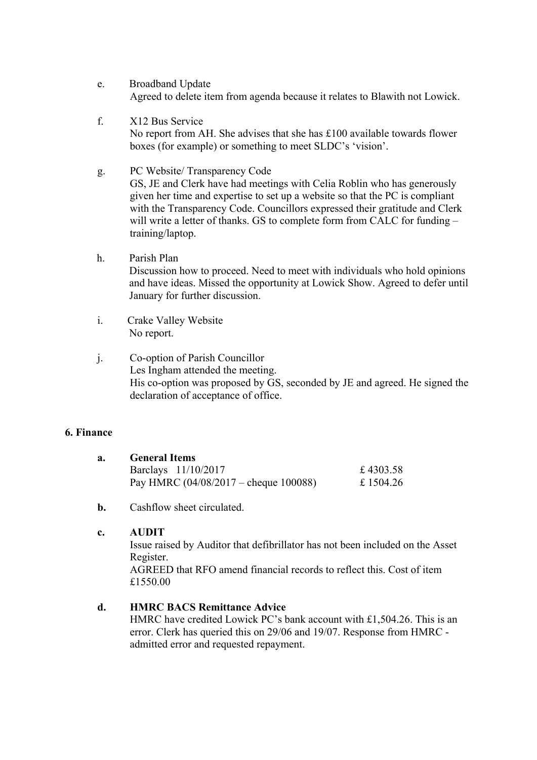e. Broadband Update
   Agreed to delete item from agenda because it relates to Blawith not Lowick.

f. X12 Bus Service
   No report from AH. She advises that she has £100 available towards flower boxes (for example) or something to meet SLDC's 'vision'.

g. PC Website/ Transparency Code
   GS, JE and Clerk have had meetings with Celia Roblin who has generously given her time and expertise to set up a website so that the PC is compliant with the Transparency Code. Councillors expressed their gratitude and Clerk will write a letter of thanks. GS to complete form from CALC for funding – training/laptop.

h. Parish Plan
   Discussion how to proceed. Need to meet with individuals who hold opinions and have ideas. Missed the opportunity at Lowick Show. Agreed to defer until January for further discussion.

i. Crake Valley Website
   No report.

j. Co-option of Parish Councillor
   Les Ingham attended the meeting.
   His co-option was proposed by GS, seconded by JE and agreed. He signed the declaration of acceptance of office.

## 6. Finance

**a. General Items**

| | |
|---|---|
| Barclays 11/10/2017 | £ 4303.58 |
| Pay HMRC (04/08/2017 – cheque 100088) | £ 1504.26 |

**b.** Cashflow sheet circulated.

**c. AUDIT**
Issue raised by Auditor that defibrillator has not been included on the Asset Register.
AGREED that RFO amend financial records to reflect this. Cost of item £1550.00

**d. HMRC BACS Remittance Advice**
HMRC have credited Lowick PC's bank account with £1,504.26. This is an error. Clerk has queried this on 29/06 and 19/07. Response from HMRC - admitted error and requested repayment.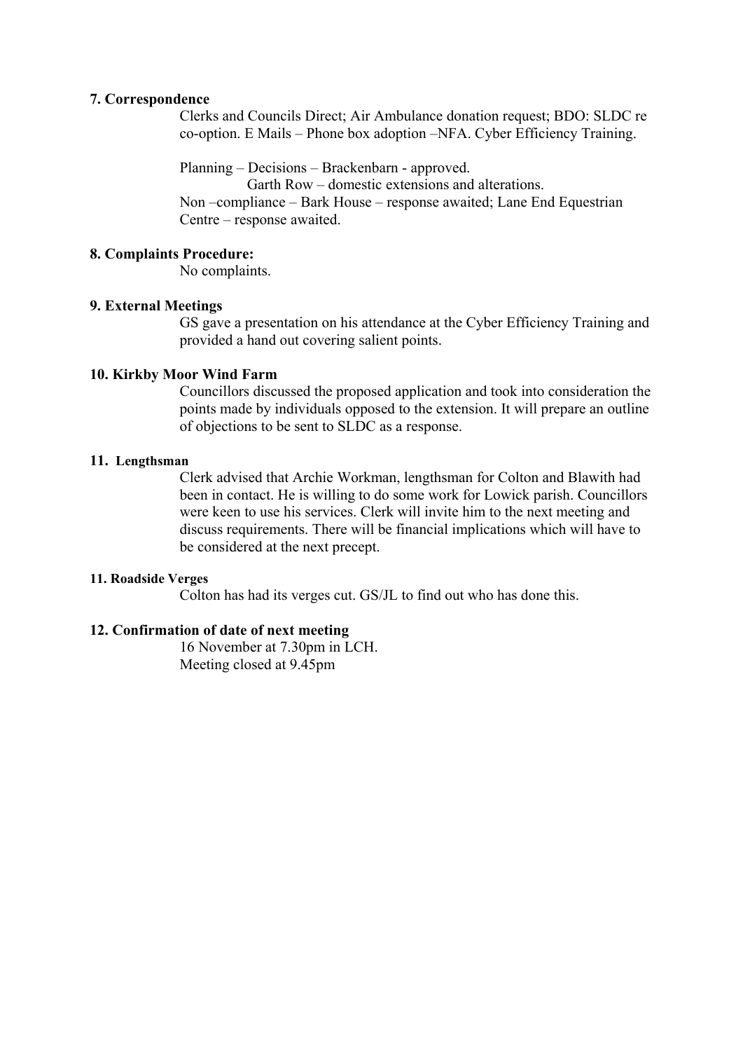**7. Correspondence**

Clerks and Councils Direct; Air Ambulance donation request; BDO: SLDC re co-option. E Mails – Phone box adoption –NFA. Cyber Efficiency Training.

Planning – Decisions – Brackenbarn - approved.
Garth Row – domestic extensions and alterations.
Non –compliance – Bark House – response awaited; Lane End Equestrian Centre – response awaited.

**8. Complaints Procedure:**

No complaints.

**9. External Meetings**

GS gave a presentation on his attendance at the Cyber Efficiency Training and provided a hand out covering salient points.

**10. Kirkby Moor Wind Farm**

Councillors discussed the proposed application and took into consideration the points made by individuals opposed to the extension. It will prepare an outline of objections to be sent to SLDC as a response.

**11. Lengthsman**

Clerk advised that Archie Workman, lengthsman for Colton and Blawith had been in contact. He is willing to do some work for Lowick parish. Councillors were keen to use his services. Clerk will invite him to the next meeting and discuss requirements. There will be financial implications which will have to be considered at the next precept.

**11. Roadside Verges**

Colton has had its verges cut. GS/JL to find out who has done this.

**12. Confirmation of date of next meeting**

16 November at 7.30pm in LCH.
Meeting closed at 9.45pm